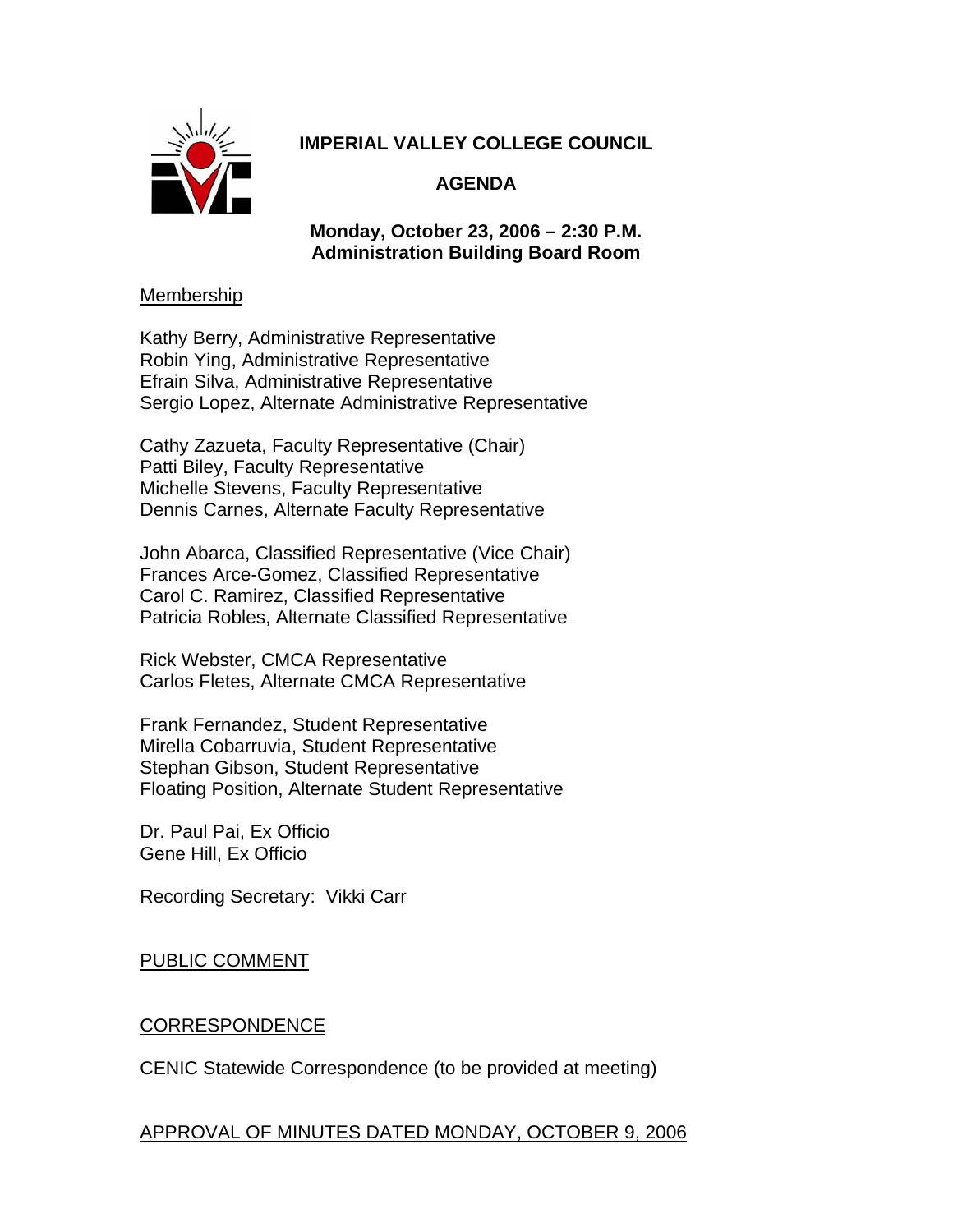# IMPERIAL VALLEY COLLEGE COUNCIL

## AGENDA

**Monday, October 23, 2006 – 2:30 P.M.**
**Administration Building Board Room**

Membership

Kathy Berry, Administrative Representative
Robin Ying, Administrative Representative
Efrain Silva, Administrative Representative
Sergio Lopez, Alternate Administrative Representative

Cathy Zazueta, Faculty Representative (Chair)
Patti Biley, Faculty Representative
Michelle Stevens, Faculty Representative
Dennis Carnes, Alternate Faculty Representative

John Abarca, Classified Representative (Vice Chair)
Frances Arce-Gomez, Classified Representative
Carol C. Ramirez, Classified Representative
Patricia Robles, Alternate Classified Representative

Rick Webster, CMCA Representative
Carlos Fletes, Alternate CMCA Representative

Frank Fernandez, Student Representative
Mirella Cobarruvia, Student Representative
Stephan Gibson, Student Representative
Floating Position, Alternate Student Representative

Dr. Paul Pai, Ex Officio
Gene Hill, Ex Officio

Recording Secretary: Vikki Carr

PUBLIC COMMENT

CORRESPONDENCE

CENIC Statewide Correspondence (to be provided at meeting)

APPROVAL OF MINUTES DATED MONDAY, OCTOBER 9, 2006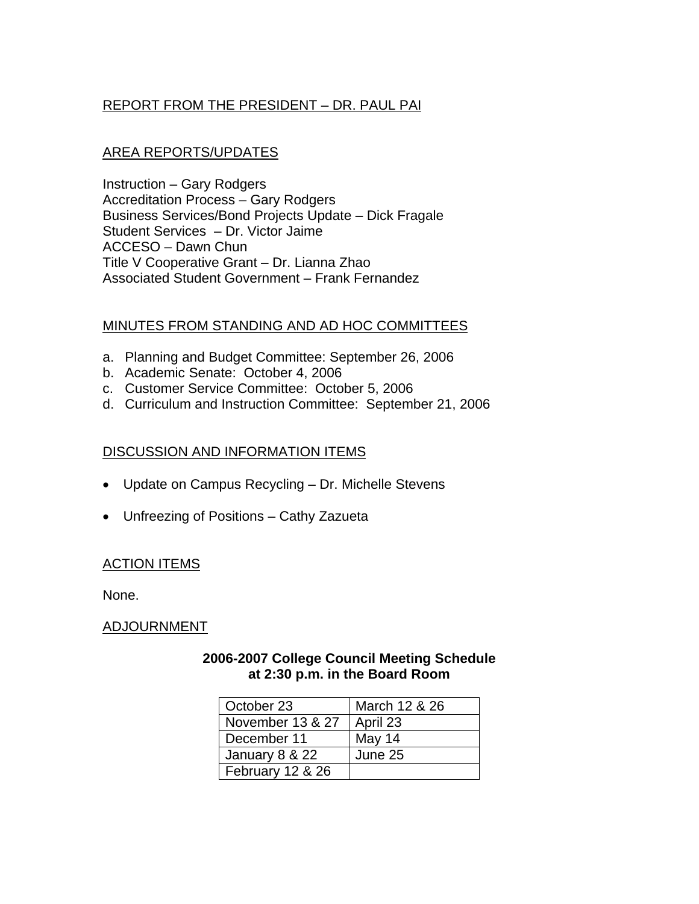REPORT FROM THE PRESIDENT – DR. PAUL PAI

AREA REPORTS/UPDATES

Instruction – Gary Rodgers
Accreditation Process – Gary Rodgers
Business Services/Bond Projects Update – Dick Fragale
Student Services – Dr. Victor Jaime
ACCESO – Dawn Chun
Title V Cooperative Grant – Dr. Lianna Zhao
Associated Student Government – Frank Fernandez

MINUTES FROM STANDING AND AD HOC COMMITTEES

a. Planning and Budget Committee: September 26, 2006
b. Academic Senate: October 4, 2006
c. Customer Service Committee: October 5, 2006
d. Curriculum and Instruction Committee: September 21, 2006

DISCUSSION AND INFORMATION ITEMS

- Update on Campus Recycling – Dr. Michelle Stevens
- Unfreezing of Positions – Cathy Zazueta

ACTION ITEMS

None.

ADJOURNMENT

**2006-2007 College Council Meeting Schedule at 2:30 p.m. in the Board Room**

| | |
|---|---|
| October 23 | March 12 & 26 |
| November 13 & 27 | April 23 |
| December 11 | May 14 |
| January 8 & 22 | June 25 |
| February 12 & 26 | |